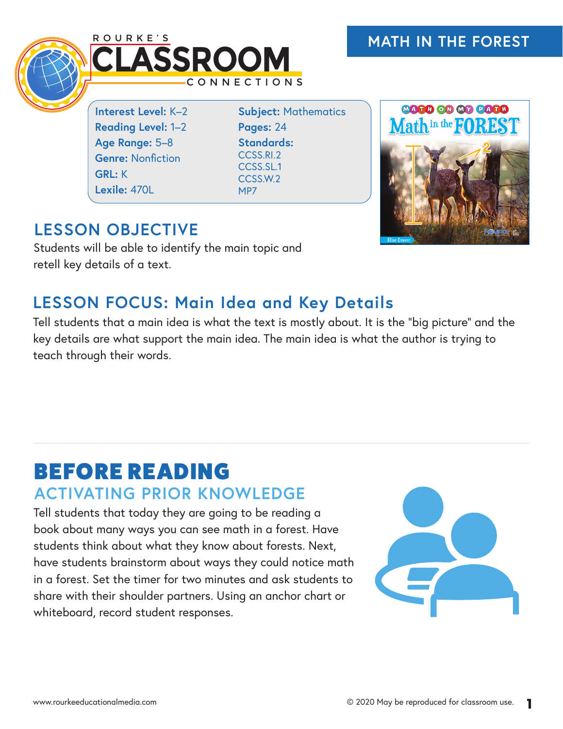ROURKE'S CLASSROOM CONNECTIONS

# MATH IN THE FOREST

**Interest Level:** K–2
**Reading Level:** 1–2
**Age Range:** 5–8
**Genre:** Nonfiction
**GRL:** K
**Lexile:** 470L

**Subject:** Mathematics
**Pages:** 24
**Standards:**
CCSS.RI.2
CCSS.SL.1
CCSS.W.2
MP7

## LESSON OBJECTIVE

Students will be able to identify the main topic and retell key details of a text.

## LESSON FOCUS: Main Idea and Key Details

Tell students that a main idea is what the text is mostly about. It is the "big picture" and the key details are what support the main idea. The main idea is what the author is trying to teach through their words.

# BEFORE READING

## ACTIVATING PRIOR KNOWLEDGE

Tell students that today they are going to be reading a book about many ways you can see math in a forest. Have students think about what they know about forests. Next, have students brainstorm about ways they could notice math in a forest. Set the timer for two minutes and ask students to share with their shoulder partners. Using an anchor chart or whiteboard, record student responses.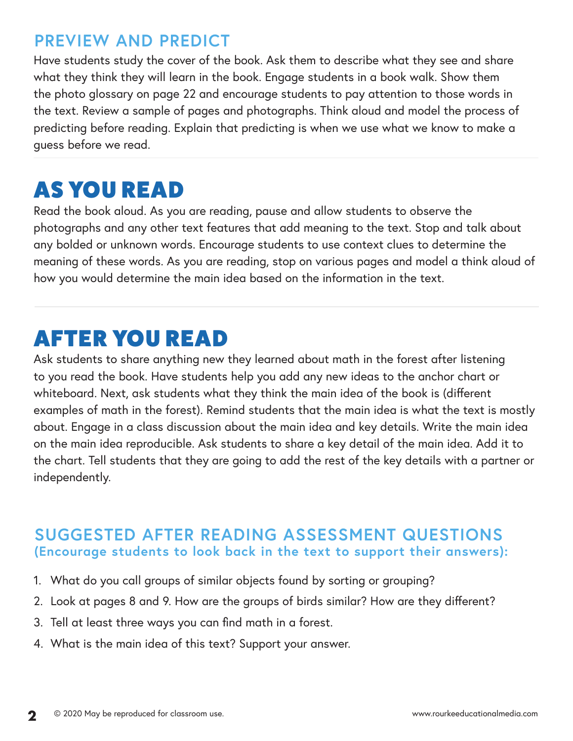## PREVIEW AND PREDICT

Have students study the cover of the book. Ask them to describe what they see and share what they think they will learn in the book. Engage students in a book walk. Show them the photo glossary on page 22 and encourage students to pay attention to those words in the text. Review a sample of pages and photographs. Think aloud and model the process of predicting before reading. Explain that predicting is when we use what we know to make a guess before we read.

# AS YOU READ

Read the book aloud. As you are reading, pause and allow students to observe the photographs and any other text features that add meaning to the text. Stop and talk about any bolded or unknown words. Encourage students to use context clues to determine the meaning of these words. As you are reading, stop on various pages and model a think aloud of how you would determine the main idea based on the information in the text.

# AFTER YOU READ

Ask students to share anything new they learned about math in the forest after listening to you read the book. Have students help you add any new ideas to the anchor chart or whiteboard. Next, ask students what they think the main idea of the book is (different examples of math in the forest). Remind students that the main idea is what the text is mostly about. Engage in a class discussion about the main idea and key details. Write the main idea on the main idea reproducible. Ask students to share a key detail of the main idea. Add it to the chart. Tell students that they are going to add the rest of the key details with a partner or independently.

## SUGGESTED AFTER READING ASSESSMENT QUESTIONS
### (Encourage students to look back in the text to support their answers):

1. What do you call groups of similar objects found by sorting or grouping?
2. Look at pages 8 and 9. How are the groups of birds similar? How are they different?
3. Tell at least three ways you can find math in a forest.
4. What is the main idea of this text? Support your answer.

© 2020 May be reproduced for classroom use. www.rourkeeducationalmedia.com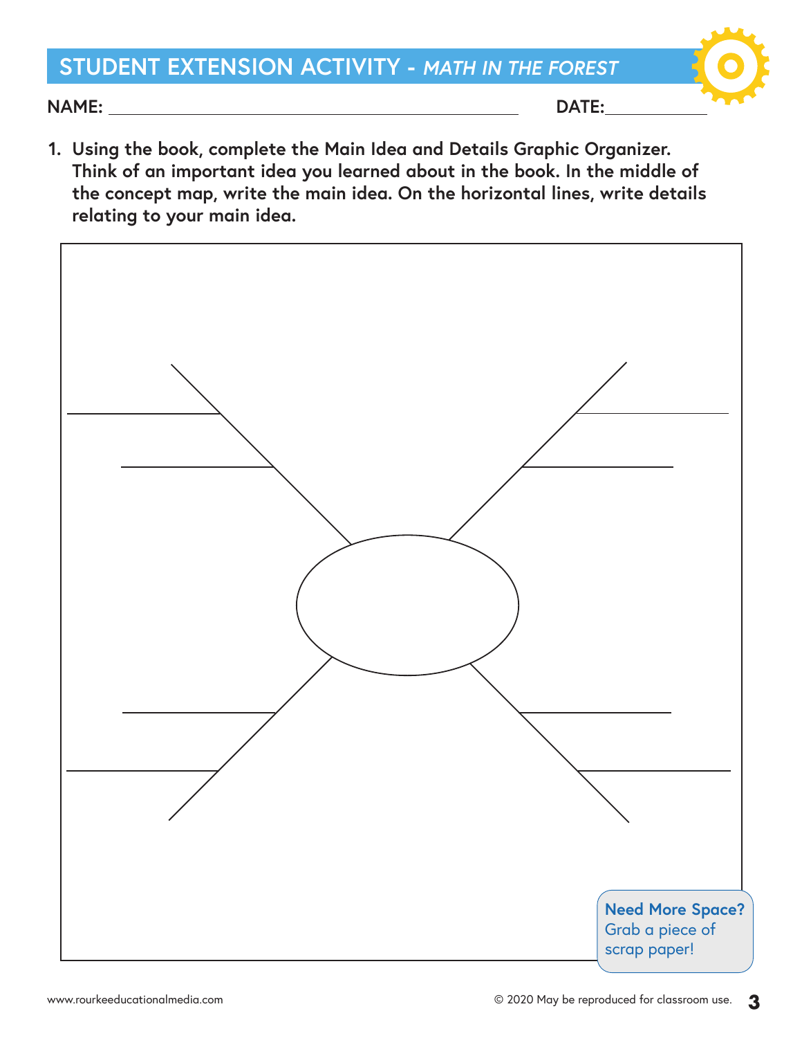## STUDENT EXTENSION ACTIVITY - *MATH IN THE FOREST*

**NAME:** ______________________________ **DATE:** __________

1. **Using the book, complete the Main Idea and Details Graphic Organizer. Think of an important idea you learned about in the book. In the middle of the concept map, write the main idea. On the horizontal lines, write details relating to your main idea.**

**Need More Space?** Grab a piece of scrap paper!

www.rourkeeducationalmedia.com

© 2020 May be reproduced for classroom use.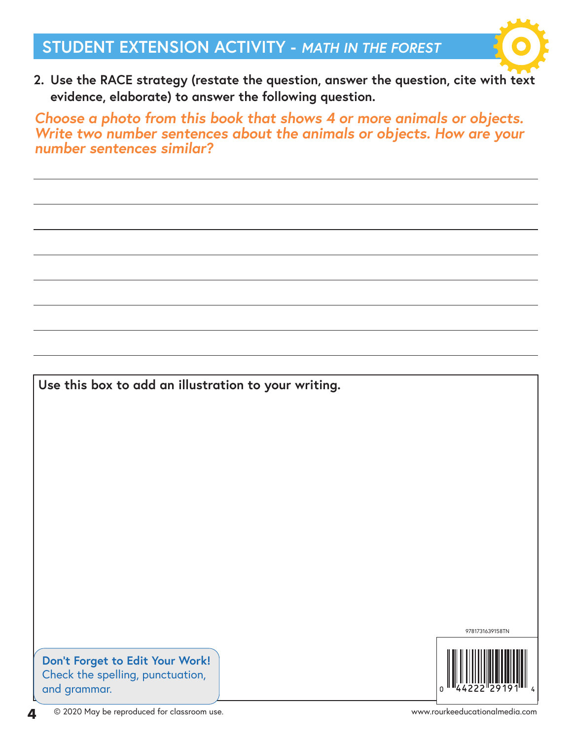## STUDENT EXTENSION ACTIVITY - *MATH IN THE FOREST*

2. **Use the RACE strategy (restate the question, answer the question, cite with text evidence, elaborate) to answer the following question.**

***Choose a photo from this book that shows 4 or more animals or objects. Write two number sentences about the animals or objects. How are your number sentences similar?***

**Use this box to add an illustration to your writing.**

9781731639158TN

**Don't Forget to Edit Your Work!**
Check the spelling, punctuation, and grammar.

© 2020 May be reproduced for classroom use.

www.rourkeeducationalmedia.com